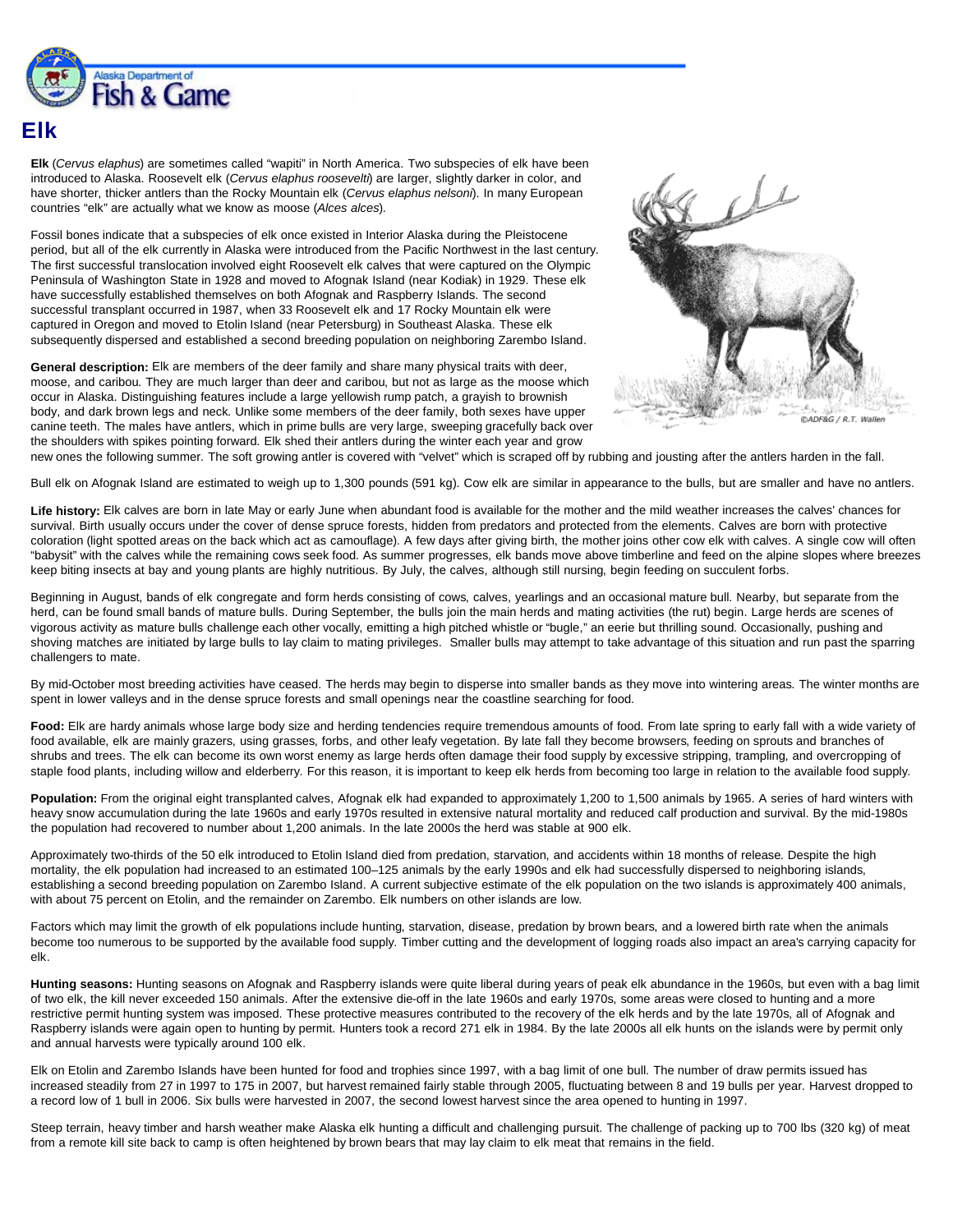# Elk

**Elk** (*Cervus elaphus*) are sometimes called "wapiti" in North America. Two subspecies of elk have been introduced to Alaska. Roosevelt elk (*Cervus elaphus roosevelti*) are larger, slightly darker in color, and have shorter, thicker antlers than the Rocky Mountain elk (*Cervus elaphus nelsoni*). In many European countries "elk" are actually what we know as moose (*Alces alces*).

Fossil bones indicate that a subspecies of elk once existed in Interior Alaska during the Pleistocene period, but all of the elk currently in Alaska were introduced from the Pacific Northwest in the last century. The first successful translocation involved eight Roosevelt elk calves that were captured on the Olympic Peninsula of Washington State in 1928 and moved to Afognak Island (near Kodiak) in 1929. These elk have successfully established themselves on both Afognak and Raspberry Islands. The second successful transplant occurred in 1987, when 33 Roosevelt elk and 17 Rocky Mountain elk were captured in Oregon and moved to Etolin Island (near Petersburg) in Southeast Alaska. These elk subsequently dispersed and established a second breeding population on neighboring Zarembo Island.

**General description:** Elk are members of the deer family and share many physical traits with deer, moose, and caribou. They are much larger than deer and caribou, but not as large as the moose which occur in Alaska. Distinguishing features include a large yellowish rump patch, a grayish to brownish body, and dark brown legs and neck. Unlike some members of the deer family, both sexes have upper canine teeth. The males have antlers, which in prime bulls are very large, sweeping gracefully back over the shoulders with spikes pointing forward. Elk shed their antlers during the winter each year and grow new ones the following summer. The soft growing antler is covered with "velvet" which is scraped off by rubbing and jousting after the antlers harden in the fall.

Bull elk on Afognak Island are estimated to weigh up to 1,300 pounds (591 kg). Cow elk are similar in appearance to the bulls, but are smaller and have no antlers.

**Life history:** Elk calves are born in late May or early June when abundant food is available for the mother and the mild weather increases the calves' chances for survival. Birth usually occurs under the cover of dense spruce forests, hidden from predators and protected from the elements. Calves are born with protective coloration (light spotted areas on the back which act as camouflage). A few days after giving birth, the mother joins other cow elk with calves. A single cow will often "babysit" with the calves while the remaining cows seek food. As summer progresses, elk bands move above timberline and feed on the alpine slopes where breezes keep biting insects at bay and young plants are highly nutritious. By July, the calves, although still nursing, begin feeding on succulent forbs.

Beginning in August, bands of elk congregate and form herds consisting of cows, calves, yearlings and an occasional mature bull. Nearby, but separate from the herd, can be found small bands of mature bulls. During September, the bulls join the main herds and mating activities (the rut) begin. Large herds are scenes of vigorous activity as mature bulls challenge each other vocally, emitting a high pitched whistle or "bugle," an eerie but thrilling sound. Occasionally, pushing and shoving matches are initiated by large bulls to lay claim to mating privileges. Smaller bulls may attempt to take advantage of this situation and run past the sparring challengers to mate.

By mid-October most breeding activities have ceased. The herds may begin to disperse into smaller bands as they move into wintering areas. The winter months are spent in lower valleys and in the dense spruce forests and small openings near the coastline searching for food.

**Food:** Elk are hardy animals whose large body size and herding tendencies require tremendous amounts of food. From late spring to early fall with a wide variety of food available, elk are mainly grazers, using grasses, forbs, and other leafy vegetation. By late fall they become browsers, feeding on sprouts and branches of shrubs and trees. The elk can become its own worst enemy as large herds often damage their food supply by excessive stripping, trampling, and overcropping of staple food plants, including willow and elderberry. For this reason, it is important to keep elk herds from becoming too large in relation to the available food supply.

**Population:** From the original eight transplanted calves, Afognak elk had expanded to approximately 1,200 to 1,500 animals by 1965. A series of hard winters with heavy snow accumulation during the late 1960s and early 1970s resulted in extensive natural mortality and reduced calf production and survival. By the mid-1980s the population had recovered to number about 1,200 animals. In the late 2000s the herd was stable at 900 elk.

Approximately two-thirds of the 50 elk introduced to Etolin Island died from predation, starvation, and accidents within 18 months of release. Despite the high mortality, the elk population had increased to an estimated 100–125 animals by the early 1990s and elk had successfully dispersed to neighboring islands, establishing a second breeding population on Zarembo Island. A current subjective estimate of the elk population on the two islands is approximately 400 animals, with about 75 percent on Etolin, and the remainder on Zarembo. Elk numbers on other islands are low.

Factors which may limit the growth of elk populations include hunting, starvation, disease, predation by brown bears, and a lowered birth rate when the animals become too numerous to be supported by the available food supply. Timber cutting and the development of logging roads also impact an area's carrying capacity for elk.

**Hunting seasons:** Hunting seasons on Afognak and Raspberry islands were quite liberal during years of peak elk abundance in the 1960s, but even with a bag limit of two elk, the kill never exceeded 150 animals. After the extensive die-off in the late 1960s and early 1970s, some areas were closed to hunting and a more restrictive permit hunting system was imposed. These protective measures contributed to the recovery of the elk herds and by the late 1970s, all of Afognak and Raspberry islands were again open to hunting by permit. Hunters took a record 271 elk in 1984. By the late 2000s all elk hunts on the islands were by permit only and annual harvests were typically around 100 elk.

Elk on Etolin and Zarembo Islands have been hunted for food and trophies since 1997, with a bag limit of one bull. The number of draw permits issued has increased steadily from 27 in 1997 to 175 in 2007, but harvest remained fairly stable through 2005, fluctuating between 8 and 19 bulls per year. Harvest dropped to a record low of 1 bull in 2006. Six bulls were harvested in 2007, the second lowest harvest since the area opened to hunting in 1997.

Steep terrain, heavy timber and harsh weather make Alaska elk hunting a difficult and challenging pursuit. The challenge of packing up to 700 lbs (320 kg) of meat from a remote kill site back to camp is often heightened by brown bears that may lay claim to elk meat that remains in the field.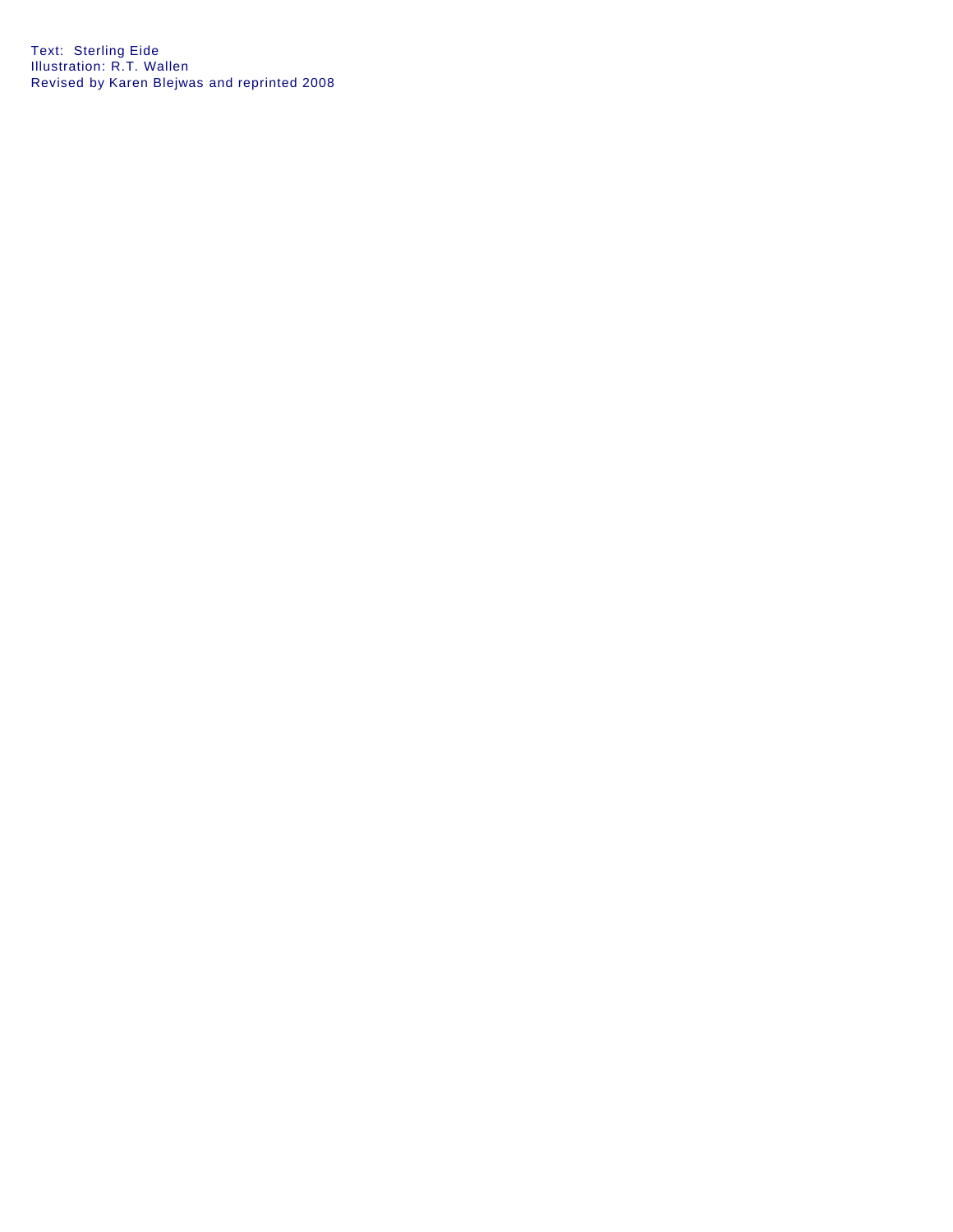Text: Sterling Eide
Illustration: R.T. Wallen
Revised by Karen Blejwas and reprinted 2008